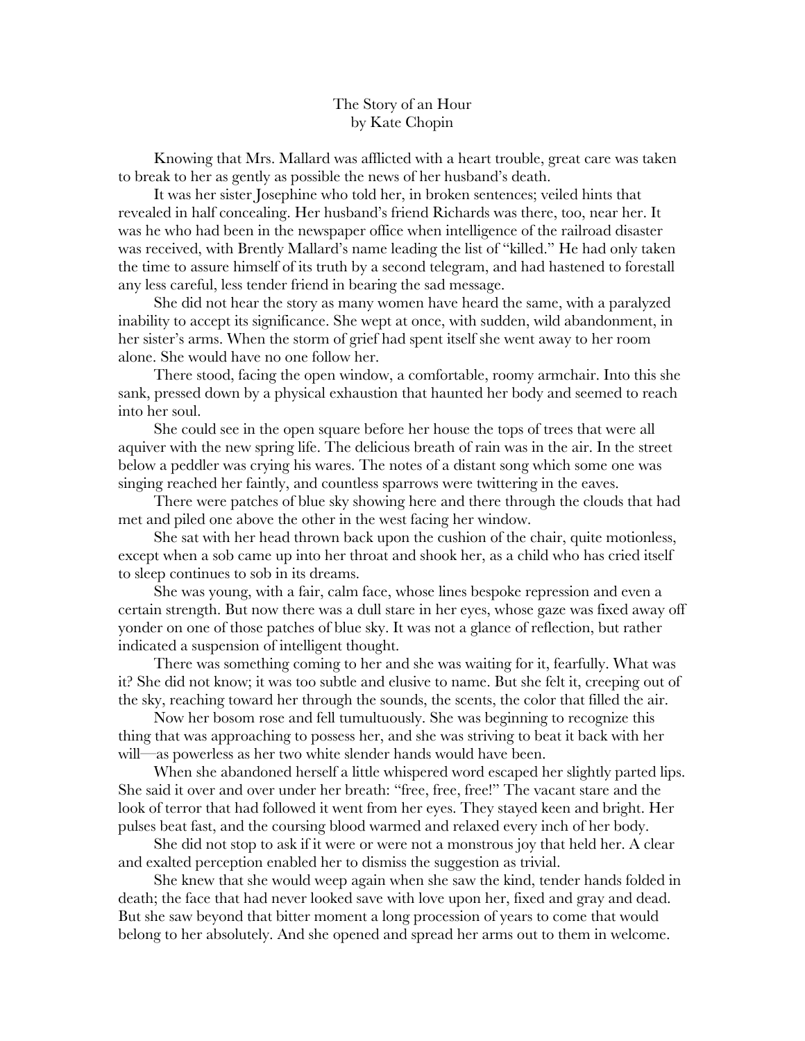# The Story of an Hour
by Kate Chopin

Knowing that Mrs. Mallard was afflicted with a heart trouble, great care was taken to break to her as gently as possible the news of her husband's death.

It was her sister Josephine who told her, in broken sentences; veiled hints that revealed in half concealing. Her husband's friend Richards was there, too, near her. It was he who had been in the newspaper office when intelligence of the railroad disaster was received, with Brently Mallard's name leading the list of "killed." He had only taken the time to assure himself of its truth by a second telegram, and had hastened to forestall any less careful, less tender friend in bearing the sad message.

She did not hear the story as many women have heard the same, with a paralyzed inability to accept its significance. She wept at once, with sudden, wild abandonment, in her sister's arms. When the storm of grief had spent itself she went away to her room alone. She would have no one follow her.

There stood, facing the open window, a comfortable, roomy armchair. Into this she sank, pressed down by a physical exhaustion that haunted her body and seemed to reach into her soul.

She could see in the open square before her house the tops of trees that were all aquiver with the new spring life. The delicious breath of rain was in the air. In the street below a peddler was crying his wares. The notes of a distant song which some one was singing reached her faintly, and countless sparrows were twittering in the eaves.

There were patches of blue sky showing here and there through the clouds that had met and piled one above the other in the west facing her window.

She sat with her head thrown back upon the cushion of the chair, quite motionless, except when a sob came up into her throat and shook her, as a child who has cried itself to sleep continues to sob in its dreams.

She was young, with a fair, calm face, whose lines bespoke repression and even a certain strength. But now there was a dull stare in her eyes, whose gaze was fixed away off yonder on one of those patches of blue sky. It was not a glance of reflection, but rather indicated a suspension of intelligent thought.

There was something coming to her and she was waiting for it, fearfully. What was it? She did not know; it was too subtle and elusive to name. But she felt it, creeping out of the sky, reaching toward her through the sounds, the scents, the color that filled the air.

Now her bosom rose and fell tumultuously. She was beginning to recognize this thing that was approaching to possess her, and she was striving to beat it back with her will—as powerless as her two white slender hands would have been.

When she abandoned herself a little whispered word escaped her slightly parted lips. She said it over and over under her breath: "free, free, free!" The vacant stare and the look of terror that had followed it went from her eyes. They stayed keen and bright. Her pulses beat fast, and the coursing blood warmed and relaxed every inch of her body.

She did not stop to ask if it were or were not a monstrous joy that held her. A clear and exalted perception enabled her to dismiss the suggestion as trivial.

She knew that she would weep again when she saw the kind, tender hands folded in death; the face that had never looked save with love upon her, fixed and gray and dead. But she saw beyond that bitter moment a long procession of years to come that would belong to her absolutely. And she opened and spread her arms out to them in welcome.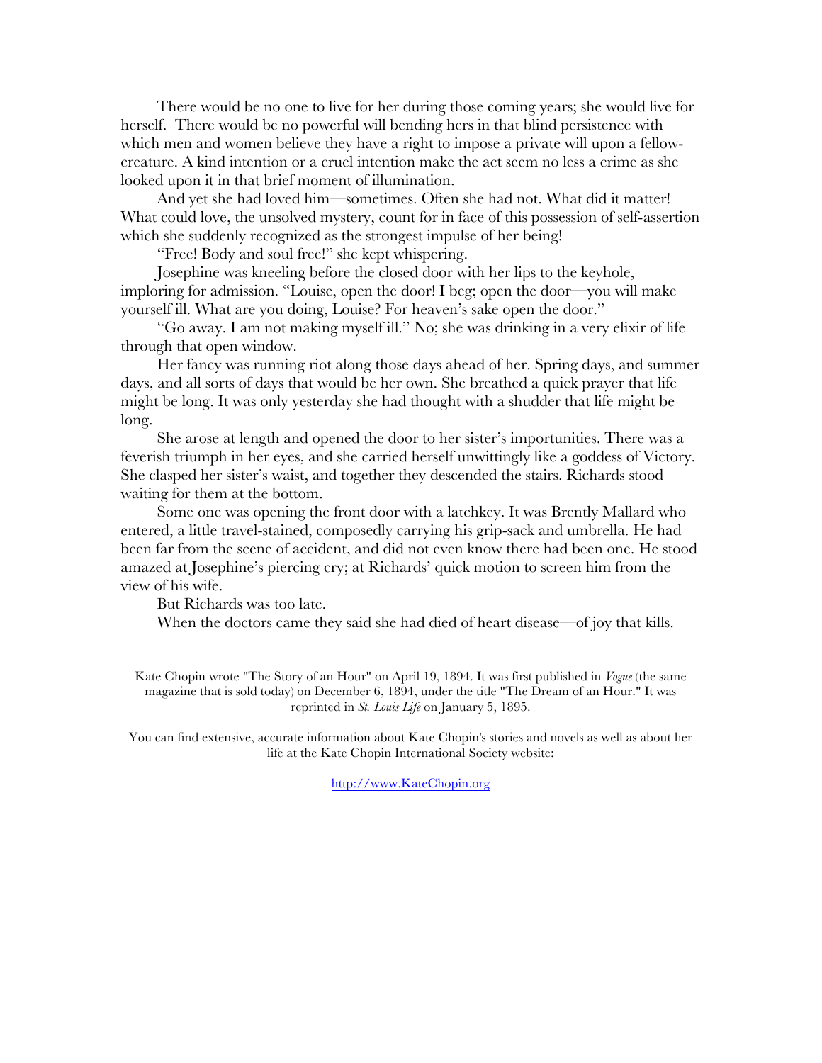There would be no one to live for her during those coming years; she would live for herself. There would be no powerful will bending hers in that blind persistence with which men and women believe they have a right to impose a private will upon a fellow-creature. A kind intention or a cruel intention make the act seem no less a crime as she looked upon it in that brief moment of illumination.

And yet she had loved him—sometimes. Often she had not. What did it matter! What could love, the unsolved mystery, count for in face of this possession of self-assertion which she suddenly recognized as the strongest impulse of her being!

"Free! Body and soul free!" she kept whispering.

Josephine was kneeling before the closed door with her lips to the keyhole, imploring for admission. "Louise, open the door! I beg; open the door—you will make yourself ill. What are you doing, Louise? For heaven's sake open the door."

"Go away. I am not making myself ill." No; she was drinking in a very elixir of life through that open window.

Her fancy was running riot along those days ahead of her. Spring days, and summer days, and all sorts of days that would be her own. She breathed a quick prayer that life might be long. It was only yesterday she had thought with a shudder that life might be long.

She arose at length and opened the door to her sister's importunities. There was a feverish triumph in her eyes, and she carried herself unwittingly like a goddess of Victory. She clasped her sister's waist, and together they descended the stairs. Richards stood waiting for them at the bottom.

Some one was opening the front door with a latchkey. It was Brently Mallard who entered, a little travel-stained, composedly carrying his grip-sack and umbrella. He had been far from the scene of accident, and did not even know there had been one. He stood amazed at Josephine's piercing cry; at Richards' quick motion to screen him from the view of his wife.

But Richards was too late.

When the doctors came they said she had died of heart disease—of joy that kills.

Kate Chopin wrote "The Story of an Hour" on April 19, 1894. It was first published in *Vogue* (the same magazine that is sold today) on December 6, 1894, under the title "The Dream of an Hour." It was reprinted in *St. Louis Life* on January 5, 1895.

You can find extensive, accurate information about Kate Chopin's stories and novels as well as about her life at the Kate Chopin International Society website:

http://www.KateChopin.org